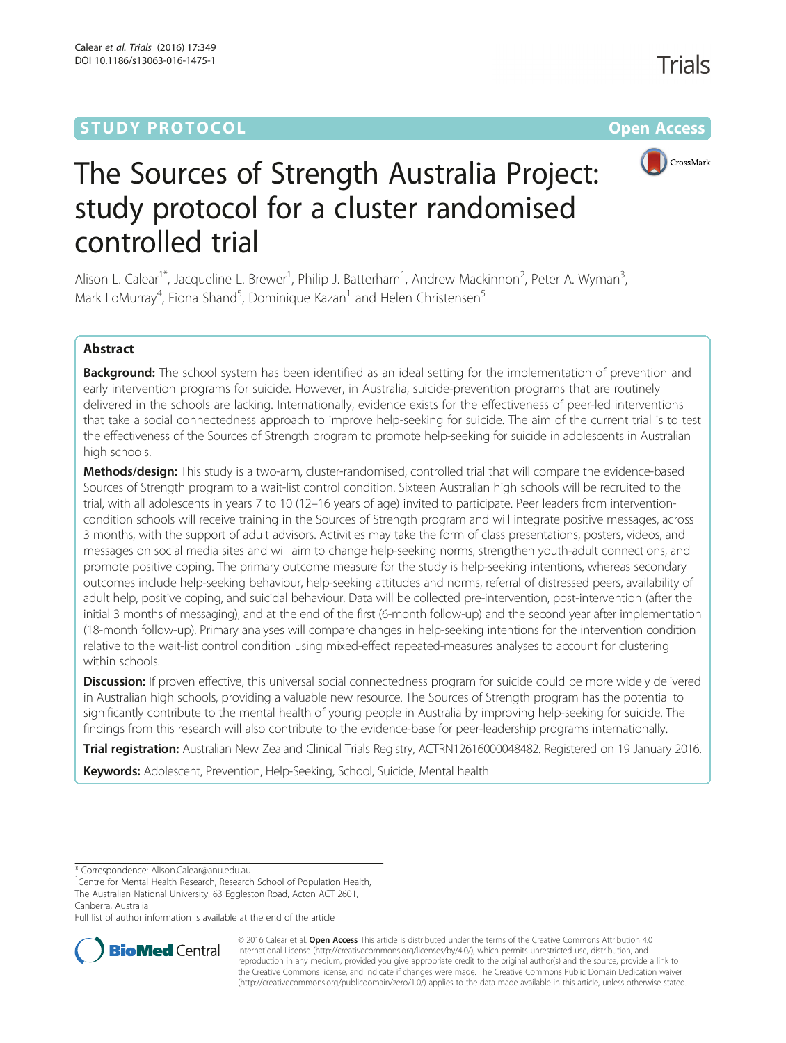**STUDY PROTOCOL** **Open Access**

# The Sources of Strength Australia Project: study protocol for a cluster randomised controlled trial

Alison L. Calear[1*], Jacqueline L. Brewer[1], Philip J. Batterham[1], Andrew Mackinnon[2], Peter A. Wyman[3], Mark LoMurray[4], Fiona Shand[5], Dominique Kazan[1] and Helen Christensen[5]

## Abstract

**Background:** The school system has been identified as an ideal setting for the implementation of prevention and early intervention programs for suicide. However, in Australia, suicide-prevention programs that are routinely delivered in the schools are lacking. Internationally, evidence exists for the effectiveness of peer-led interventions that take a social connectedness approach to improve help-seeking for suicide. The aim of the current trial is to test the effectiveness of the Sources of Strength program to promote help-seeking for suicide in adolescents in Australian high schools.

**Methods/design:** This study is a two-arm, cluster-randomised, controlled trial that will compare the evidence-based Sources of Strength program to a wait-list control condition. Sixteen Australian high schools will be recruited to the trial, with all adolescents in years 7 to 10 (12–16 years of age) invited to participate. Peer leaders from intervention-condition schools will receive training in the Sources of Strength program and will integrate positive messages, across 3 months, with the support of adult advisors. Activities may take the form of class presentations, posters, videos, and messages on social media sites and will aim to change help-seeking norms, strengthen youth-adult connections, and promote positive coping. The primary outcome measure for the study is help-seeking intentions, whereas secondary outcomes include help-seeking behaviour, help-seeking attitudes and norms, referral of distressed peers, availability of adult help, positive coping, and suicidal behaviour. Data will be collected pre-intervention, post-intervention (after the initial 3 months of messaging), and at the end of the first (6-month follow-up) and the second year after implementation (18-month follow-up). Primary analyses will compare changes in help-seeking intentions for the intervention condition relative to the wait-list control condition using mixed-effect repeated-measures analyses to account for clustering within schools.

**Discussion:** If proven effective, this universal social connectedness program for suicide could be more widely delivered in Australian high schools, providing a valuable new resource. The Sources of Strength program has the potential to significantly contribute to the mental health of young people in Australia by improving help-seeking for suicide. The findings from this research will also contribute to the evidence-base for peer-leadership programs internationally.

**Trial registration:** Australian New Zealand Clinical Trials Registry, ACTRN12616000048482. Registered on 19 January 2016.

**Keywords:** Adolescent, Prevention, Help-Seeking, School, Suicide, Mental health

\* Correspondence: Alison.Calear@anu.edu.au
[1]Centre for Mental Health Research, Research School of Population Health, The Australian National University, 63 Eggleston Road, Acton ACT 2601, Canberra, Australia
Full list of author information is available at the end of the article

© 2016 Calear et al. **Open Access** This article is distributed under the terms of the Creative Commons Attribution 4.0 International License (http://creativecommons.org/licenses/by/4.0/), which permits unrestricted use, distribution, and reproduction in any medium, provided you give appropriate credit to the original author(s) and the source, provide a link to the Creative Commons license, and indicate if changes were made. The Creative Commons Public Domain Dedication waiver (http://creativecommons.org/publicdomain/zero/1.0/) applies to the data made available in this article, unless otherwise stated.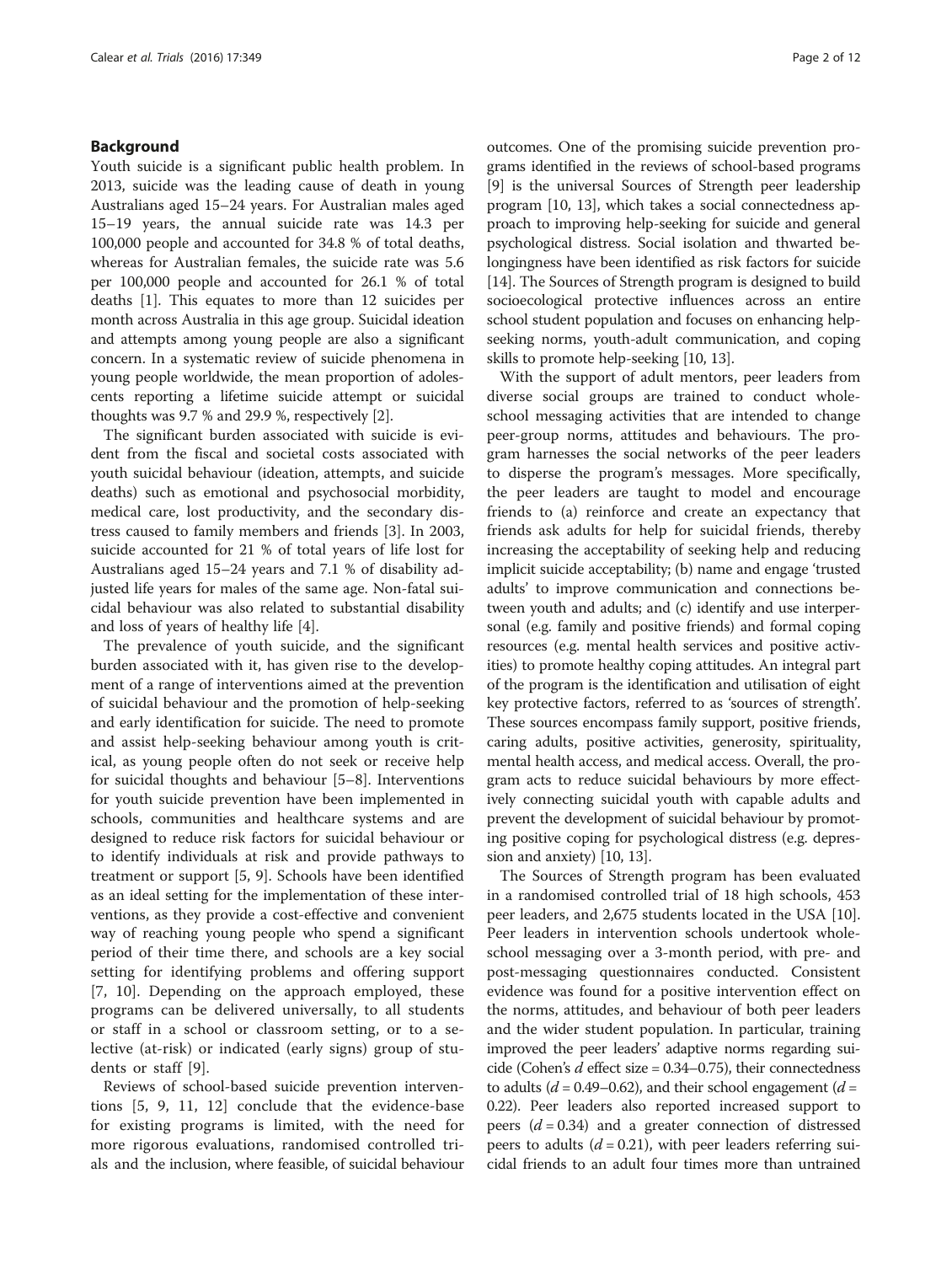## Background

Youth suicide is a significant public health problem. In 2013, suicide was the leading cause of death in young Australians aged 15–24 years. For Australian males aged 15–19 years, the annual suicide rate was 14.3 per 100,000 people and accounted for 34.8 % of total deaths, whereas for Australian females, the suicide rate was 5.6 per 100,000 people and accounted for 26.1 % of total deaths [1]. This equates to more than 12 suicides per month across Australia in this age group. Suicidal ideation and attempts among young people are also a significant concern. In a systematic review of suicide phenomena in young people worldwide, the mean proportion of adolescents reporting a lifetime suicide attempt or suicidal thoughts was 9.7 % and 29.9 %, respectively [2].

The significant burden associated with suicide is evident from the fiscal and societal costs associated with youth suicidal behaviour (ideation, attempts, and suicide deaths) such as emotional and psychosocial morbidity, medical care, lost productivity, and the secondary distress caused to family members and friends [3]. In 2003, suicide accounted for 21 % of total years of life lost for Australians aged 15–24 years and 7.1 % of disability adjusted life years for males of the same age. Non-fatal suicidal behaviour was also related to substantial disability and loss of years of healthy life [4].

The prevalence of youth suicide, and the significant burden associated with it, has given rise to the development of a range of interventions aimed at the prevention of suicidal behaviour and the promotion of help-seeking and early identification for suicide. The need to promote and assist help-seeking behaviour among youth is critical, as young people often do not seek or receive help for suicidal thoughts and behaviour [5–8]. Interventions for youth suicide prevention have been implemented in schools, communities and healthcare systems and are designed to reduce risk factors for suicidal behaviour or to identify individuals at risk and provide pathways to treatment or support [5, 9]. Schools have been identified as an ideal setting for the implementation of these interventions, as they provide a cost-effective and convenient way of reaching young people who spend a significant period of their time there, and schools are a key social setting for identifying problems and offering support [7, 10]. Depending on the approach employed, these programs can be delivered universally, to all students or staff in a school or classroom setting, or to a selective (at-risk) or indicated (early signs) group of students or staff [9].

Reviews of school-based suicide prevention interventions [5, 9, 11, 12] conclude that the evidence-base for existing programs is limited, with the need for more rigorous evaluations, randomised controlled trials and the inclusion, where feasible, of suicidal behaviour outcomes. One of the promising suicide prevention programs identified in the reviews of school-based programs [9] is the universal Sources of Strength peer leadership program [10, 13], which takes a social connectedness approach to improving help-seeking for suicide and general psychological distress. Social isolation and thwarted belongingness have been identified as risk factors for suicide [14]. The Sources of Strength program is designed to build socioecological protective influences across an entire school student population and focuses on enhancing help-seeking norms, youth-adult communication, and coping skills to promote help-seeking [10, 13].

With the support of adult mentors, peer leaders from diverse social groups are trained to conduct whole-school messaging activities that are intended to change peer-group norms, attitudes and behaviours. The program harnesses the social networks of the peer leaders to disperse the program's messages. More specifically, the peer leaders are taught to model and encourage friends to (a) reinforce and create an expectancy that friends ask adults for help for suicidal friends, thereby increasing the acceptability of seeking help and reducing implicit suicide acceptability; (b) name and engage 'trusted adults' to improve communication and connections between youth and adults; and (c) identify and use interpersonal (e.g. family and positive friends) and formal coping resources (e.g. mental health services and positive activities) to promote healthy coping attitudes. An integral part of the program is the identification and utilisation of eight key protective factors, referred to as 'sources of strength'. These sources encompass family support, positive friends, caring adults, positive activities, generosity, spirituality, mental health access, and medical access. Overall, the program acts to reduce suicidal behaviours by more effectively connecting suicidal youth with capable adults and prevent the development of suicidal behaviour by promoting positive coping for psychological distress (e.g. depression and anxiety) [10, 13].

The Sources of Strength program has been evaluated in a randomised controlled trial of 18 high schools, 453 peer leaders, and 2,675 students located in the USA [10]. Peer leaders in intervention schools undertook whole-school messaging over a 3-month period, with pre- and post-messaging questionnaires conducted. Consistent evidence was found for a positive intervention effect on the norms, attitudes, and behaviour of both peer leaders and the wider student population. In particular, training improved the peer leaders' adaptive norms regarding suicide (Cohen's $d$ effect size = 0.34–0.75), their connectedness to adults ($d$ = 0.49–0.62), and their school engagement ($d$ = 0.22). Peer leaders also reported increased support to peers ($d$ = 0.34) and a greater connection of distressed peers to adults ($d$ = 0.21), with peer leaders referring suicidal friends to an adult four times more than untrained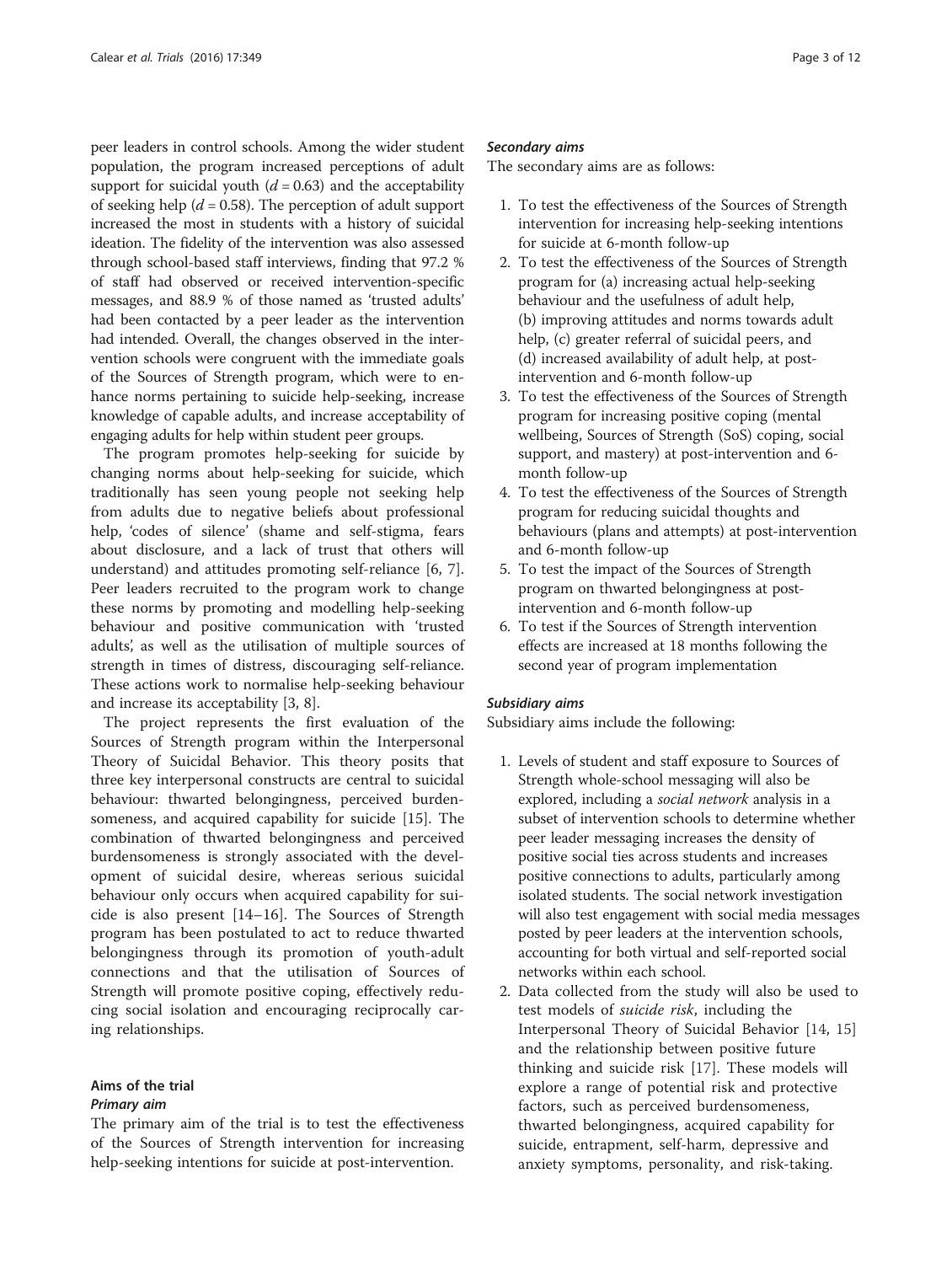peer leaders in control schools. Among the wider student population, the program increased perceptions of adult support for suicidal youth ($d = 0.63$) and the acceptability of seeking help ($d = 0.58$). The perception of adult support increased the most in students with a history of suicidal ideation. The fidelity of the intervention was also assessed through school-based staff interviews, finding that 97.2 % of staff had observed or received intervention-specific messages, and 88.9 % of those named as 'trusted adults' had been contacted by a peer leader as the intervention had intended. Overall, the changes observed in the intervention schools were congruent with the immediate goals of the Sources of Strength program, which were to enhance norms pertaining to suicide help-seeking, increase knowledge of capable adults, and increase acceptability of engaging adults for help within student peer groups.

The program promotes help-seeking for suicide by changing norms about help-seeking for suicide, which traditionally has seen young people not seeking help from adults due to negative beliefs about professional help, 'codes of silence' (shame and self-stigma, fears about disclosure, and a lack of trust that others will understand) and attitudes promoting self-reliance [6, 7]. Peer leaders recruited to the program work to change these norms by promoting and modelling help-seeking behaviour and positive communication with 'trusted adults', as well as the utilisation of multiple sources of strength in times of distress, discouraging self-reliance. These actions work to normalise help-seeking behaviour and increase its acceptability [3, 8].

The project represents the first evaluation of the Sources of Strength program within the Interpersonal Theory of Suicidal Behavior. This theory posits that three key interpersonal constructs are central to suicidal behaviour: thwarted belongingness, perceived burdensomeness, and acquired capability for suicide [15]. The combination of thwarted belongingness and perceived burdensomeness is strongly associated with the development of suicidal desire, whereas serious suicidal behaviour only occurs when acquired capability for suicide is also present [14–16]. The Sources of Strength program has been postulated to act to reduce thwarted belongingness through its promotion of youth-adult connections and that the utilisation of Sources of Strength will promote positive coping, effectively reducing social isolation and encouraging reciprocally caring relationships.

## Aims of the trial

### Primary aim

The primary aim of the trial is to test the effectiveness of the Sources of Strength intervention for increasing help-seeking intentions for suicide at post-intervention.

### Secondary aims

The secondary aims are as follows:

1. To test the effectiveness of the Sources of Strength intervention for increasing help-seeking intentions for suicide at 6-month follow-up
2. To test the effectiveness of the Sources of Strength program for (a) increasing actual help-seeking behaviour and the usefulness of adult help, (b) improving attitudes and norms towards adult help, (c) greater referral of suicidal peers, and (d) increased availability of adult help, at post-intervention and 6-month follow-up
3. To test the effectiveness of the Sources of Strength program for increasing positive coping (mental wellbeing, Sources of Strength (SoS) coping, social support, and mastery) at post-intervention and 6-month follow-up
4. To test the effectiveness of the Sources of Strength program for reducing suicidal thoughts and behaviours (plans and attempts) at post-intervention and 6-month follow-up
5. To test the impact of the Sources of Strength program on thwarted belongingness at post-intervention and 6-month follow-up
6. To test if the Sources of Strength intervention effects are increased at 18 months following the second year of program implementation

### Subsidiary aims

Subsidiary aims include the following:

1. Levels of student and staff exposure to Sources of Strength whole-school messaging will also be explored, including a *social network* analysis in a subset of intervention schools to determine whether peer leader messaging increases the density of positive social ties across students and increases positive connections to adults, particularly among isolated students. The social network investigation will also test engagement with social media messages posted by peer leaders at the intervention schools, accounting for both virtual and self-reported social networks within each school.
2. Data collected from the study will also be used to test models of *suicide risk*, including the Interpersonal Theory of Suicidal Behavior [14, 15] and the relationship between positive future thinking and suicide risk [17]. These models will explore a range of potential risk and protective factors, such as perceived burdensomeness, thwarted belongingness, acquired capability for suicide, entrapment, self-harm, depressive and anxiety symptoms, personality, and risk-taking.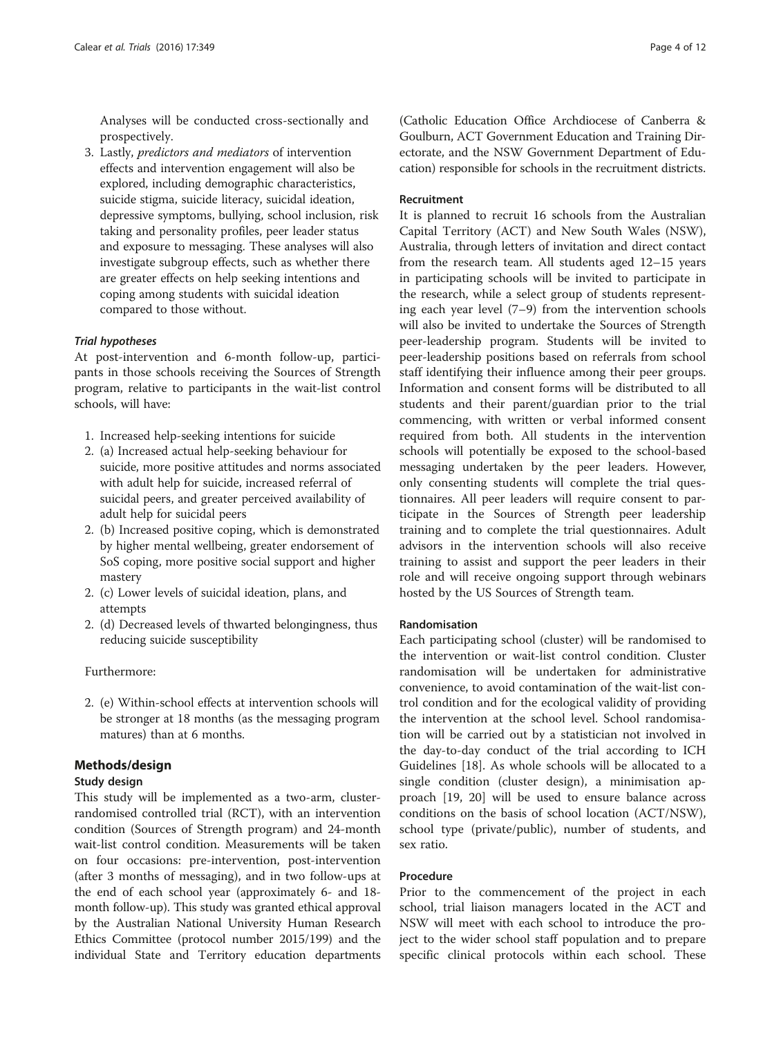Analyses will be conducted cross-sectionally and prospectively.

3. Lastly, *predictors and mediators* of intervention effects and intervention engagement will also be explored, including demographic characteristics, suicide stigma, suicide literacy, suicidal ideation, depressive symptoms, bullying, school inclusion, risk taking and personality profiles, peer leader status and exposure to messaging. These analyses will also investigate subgroup effects, such as whether there are greater effects on help seeking intentions and coping among students with suicidal ideation compared to those without.

#### *Trial hypotheses*

At post-intervention and 6-month follow-up, participants in those schools receiving the Sources of Strength program, relative to participants in the wait-list control schools, will have:

1. Increased help-seeking intentions for suicide
2. (a) Increased actual help-seeking behaviour for suicide, more positive attitudes and norms associated with adult help for suicide, increased referral of suicidal peers, and greater perceived availability of adult help for suicidal peers
2. (b) Increased positive coping, which is demonstrated by higher mental wellbeing, greater endorsement of SoS coping, more positive social support and higher mastery
2. (c) Lower levels of suicidal ideation, plans, and attempts
2. (d) Decreased levels of thwarted belongingness, thus reducing suicide susceptibility

Furthermore:

2. (e) Within-school effects at intervention schools will be stronger at 18 months (as the messaging program matures) than at 6 months.

## Methods/design

### Study design

This study will be implemented as a two-arm, cluster-randomised controlled trial (RCT), with an intervention condition (Sources of Strength program) and 24-month wait-list control condition. Measurements will be taken on four occasions: pre-intervention, post-intervention (after 3 months of messaging), and in two follow-ups at the end of each school year (approximately 6- and 18-month follow-up). This study was granted ethical approval by the Australian National University Human Research Ethics Committee (protocol number 2015/199) and the individual State and Territory education departments (Catholic Education Office Archdiocese of Canberra & Goulburn, ACT Government Education and Training Directorate, and the NSW Government Department of Education) responsible for schools in the recruitment districts.

### Recruitment

It is planned to recruit 16 schools from the Australian Capital Territory (ACT) and New South Wales (NSW), Australia, through letters of invitation and direct contact from the research team. All students aged 12–15 years in participating schools will be invited to participate in the research, while a select group of students representing each year level (7–9) from the intervention schools will also be invited to undertake the Sources of Strength peer-leadership program. Students will be invited to peer-leadership positions based on referrals from school staff identifying their influence among their peer groups. Information and consent forms will be distributed to all students and their parent/guardian prior to the trial commencing, with written or verbal informed consent required from both. All students in the intervention schools will potentially be exposed to the school-based messaging undertaken by the peer leaders. However, only consenting students will complete the trial questionnaires. All peer leaders will require consent to participate in the Sources of Strength peer leadership training and to complete the trial questionnaires. Adult advisors in the intervention schools will also receive training to assist and support the peer leaders in their role and will receive ongoing support through webinars hosted by the US Sources of Strength team.

### Randomisation

Each participating school (cluster) will be randomised to the intervention or wait-list control condition. Cluster randomisation will be undertaken for administrative convenience, to avoid contamination of the wait-list control condition and for the ecological validity of providing the intervention at the school level. School randomisation will be carried out by a statistician not involved in the day-to-day conduct of the trial according to ICH Guidelines [18]. As whole schools will be allocated to a single condition (cluster design), a minimisation approach [19, 20] will be used to ensure balance across conditions on the basis of school location (ACT/NSW), school type (private/public), number of students, and sex ratio.

### Procedure

Prior to the commencement of the project in each school, trial liaison managers located in the ACT and NSW will meet with each school to introduce the project to the wider school staff population and to prepare specific clinical protocols within each school. These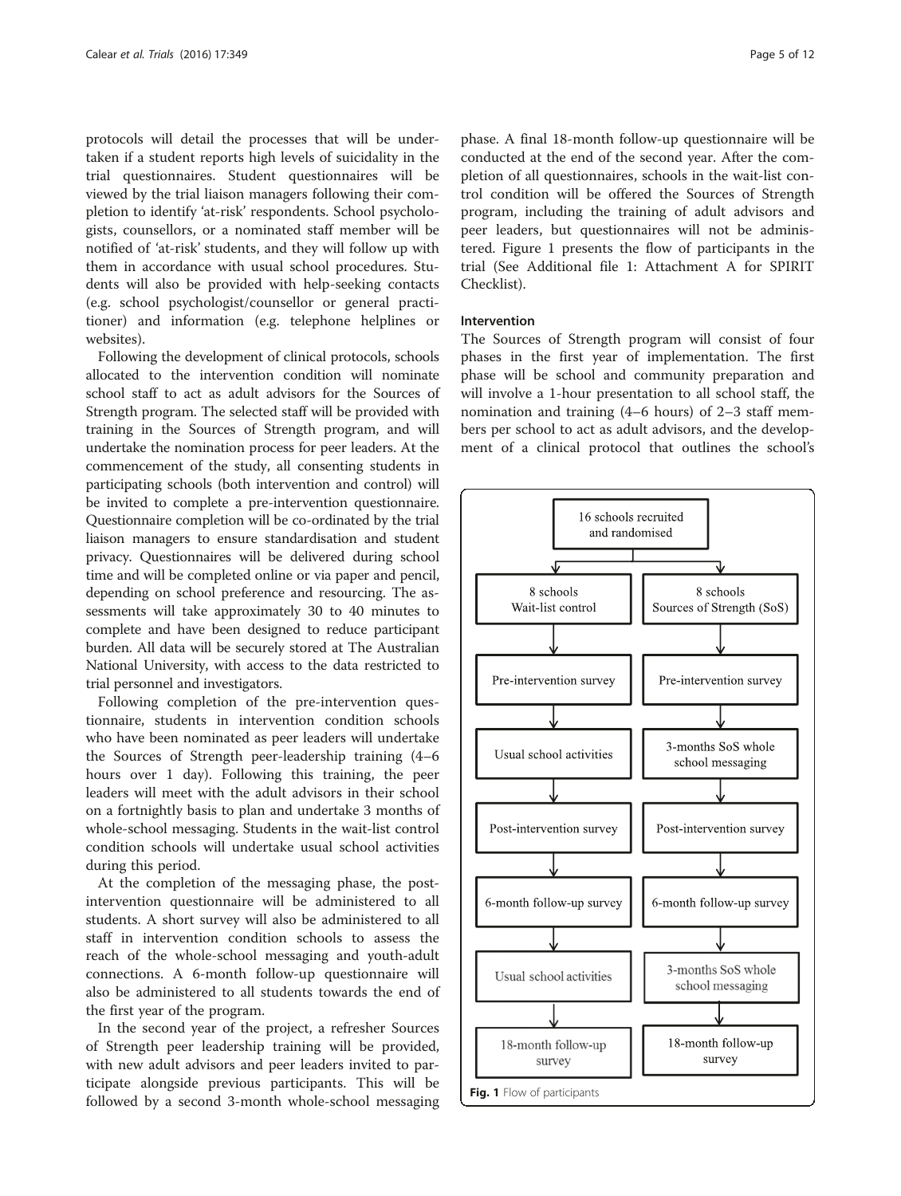protocols will detail the processes that will be undertaken if a student reports high levels of suicidality in the trial questionnaires. Student questionnaires will be viewed by the trial liaison managers following their completion to identify 'at-risk' respondents. School psychologists, counsellors, or a nominated staff member will be notified of 'at-risk' students, and they will follow up with them in accordance with usual school procedures. Students will also be provided with help-seeking contacts (e.g. school psychologist/counsellor or general practitioner) and information (e.g. telephone helplines or websites).

Following the development of clinical protocols, schools allocated to the intervention condition will nominate school staff to act as adult advisors for the Sources of Strength program. The selected staff will be provided with training in the Sources of Strength program, and will undertake the nomination process for peer leaders. At the commencement of the study, all consenting students in participating schools (both intervention and control) will be invited to complete a pre-intervention questionnaire. Questionnaire completion will be co-ordinated by the trial liaison managers to ensure standardisation and student privacy. Questionnaires will be delivered during school time and will be completed online or via paper and pencil, depending on school preference and resourcing. The assessments will take approximately 30 to 40 minutes to complete and have been designed to reduce participant burden. All data will be securely stored at The Australian National University, with access to the data restricted to trial personnel and investigators.

Following completion of the pre-intervention questionnaire, students in intervention condition schools who have been nominated as peer leaders will undertake the Sources of Strength peer-leadership training (4–6 hours over 1 day). Following this training, the peer leaders will meet with the adult advisors in their school on a fortnightly basis to plan and undertake 3 months of whole-school messaging. Students in the wait-list control condition schools will undertake usual school activities during this period.

At the completion of the messaging phase, the post-intervention questionnaire will be administered to all students. A short survey will also be administered to all staff in intervention condition schools to assess the reach of the whole-school messaging and youth-adult connections. A 6-month follow-up questionnaire will also be administered to all students towards the end of the first year of the program.

In the second year of the project, a refresher Sources of Strength peer leadership training will be provided, with new adult advisors and peer leaders invited to participate alongside previous participants. This will be followed by a second 3-month whole-school messaging phase. A final 18-month follow-up questionnaire will be conducted at the end of the second year. After the completion of all questionnaires, schools in the wait-list control condition will be offered the Sources of Strength program, including the training of adult advisors and peer leaders, but questionnaires will not be administered. Figure 1 presents the flow of participants in the trial (See Additional file 1: Attachment A for SPIRIT Checklist).

### Intervention

The Sources of Strength program will consist of four phases in the first year of implementation. The first phase will be school and community preparation and will involve a 1-hour presentation to all school staff, the nomination and training (4–6 hours) of 2–3 staff members per school to act as adult advisors, and the development of a clinical protocol that outlines the school's

16 schools recruited and randomised

| 8 schools Wait-list control | 8 schools Sources of Strength (SoS) |
| --- | --- |
| Pre-intervention survey | Pre-intervention survey |
| Usual school activities | 3-months SoS whole school messaging |
| Post-intervention survey | Post-intervention survey |
| 6-month follow-up survey | 6-month follow-up survey |
| Usual school activities | 3-months SoS whole school messaging |
| 18-month follow-up survey | 18-month follow-up survey |

**Fig. 1** Flow of participants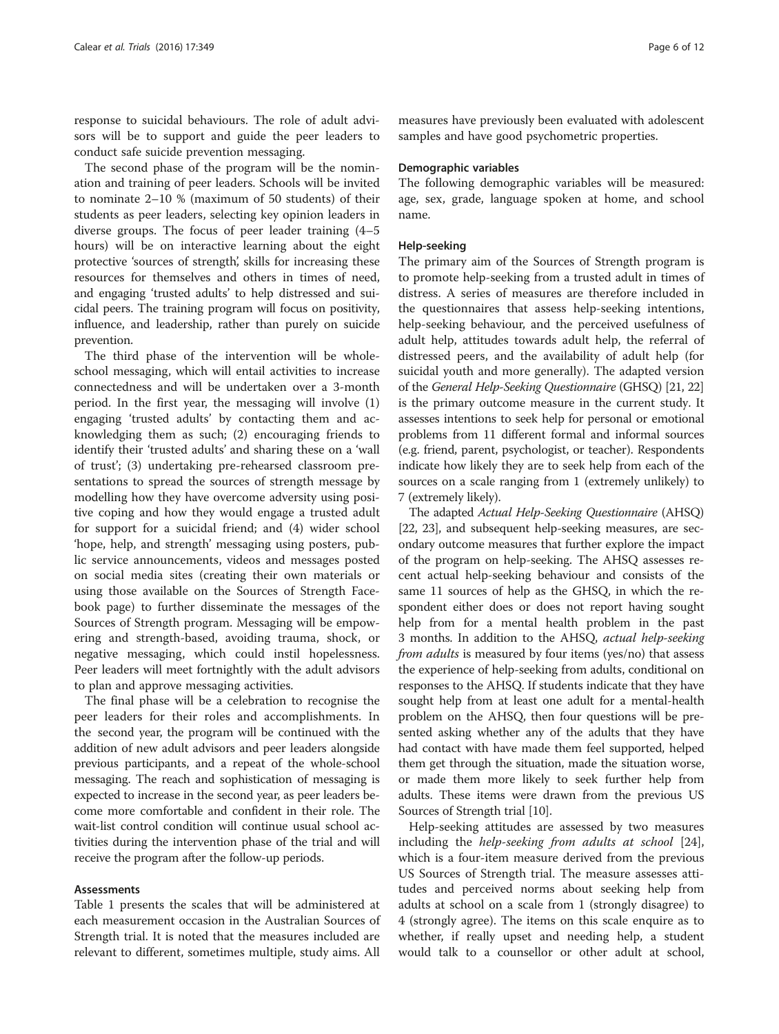response to suicidal behaviours. The role of adult advisors will be to support and guide the peer leaders to conduct safe suicide prevention messaging.

The second phase of the program will be the nomination and training of peer leaders. Schools will be invited to nominate 2–10 % (maximum of 50 students) of their students as peer leaders, selecting key opinion leaders in diverse groups. The focus of peer leader training (4–5 hours) will be on interactive learning about the eight protective 'sources of strength', skills for increasing these resources for themselves and others in times of need, and engaging 'trusted adults' to help distressed and suicidal peers. The training program will focus on positivity, influence, and leadership, rather than purely on suicide prevention.

The third phase of the intervention will be whole-school messaging, which will entail activities to increase connectedness and will be undertaken over a 3-month period. In the first year, the messaging will involve (1) engaging 'trusted adults' by contacting them and acknowledging them as such; (2) encouraging friends to identify their 'trusted adults' and sharing these on a 'wall of trust'; (3) undertaking pre-rehearsed classroom presentations to spread the sources of strength message by modelling how they have overcome adversity using positive coping and how they would engage a trusted adult for support for a suicidal friend; and (4) wider school 'hope, help, and strength' messaging using posters, public service announcements, videos and messages posted on social media sites (creating their own materials or using those available on the Sources of Strength Facebook page) to further disseminate the messages of the Sources of Strength program. Messaging will be empowering and strength-based, avoiding trauma, shock, or negative messaging, which could instil hopelessness. Peer leaders will meet fortnightly with the adult advisors to plan and approve messaging activities.

The final phase will be a celebration to recognise the peer leaders for their roles and accomplishments. In the second year, the program will be continued with the addition of new adult advisors and peer leaders alongside previous participants, and a repeat of the whole-school messaging. The reach and sophistication of messaging is expected to increase in the second year, as peer leaders become more comfortable and confident in their role. The wait-list control condition will continue usual school activities during the intervention phase of the trial and will receive the program after the follow-up periods.

### Assessments

Table 1 presents the scales that will be administered at each measurement occasion in the Australian Sources of Strength trial. It is noted that the measures included are relevant to different, sometimes multiple, study aims. All measures have previously been evaluated with adolescent samples and have good psychometric properties.

#### Demographic variables

The following demographic variables will be measured: age, sex, grade, language spoken at home, and school name.

#### Help-seeking

The primary aim of the Sources of Strength program is to promote help-seeking from a trusted adult in times of distress. A series of measures are therefore included in the questionnaires that assess help-seeking intentions, help-seeking behaviour, and the perceived usefulness of adult help, attitudes towards adult help, the referral of distressed peers, and the availability of adult help (for suicidal youth and more generally). The adapted version of the *General Help-Seeking Questionnaire* (GHSQ) [21, 22] is the primary outcome measure in the current study. It assesses intentions to seek help for personal or emotional problems from 11 different formal and informal sources (e.g. friend, parent, psychologist, or teacher). Respondents indicate how likely they are to seek help from each of the sources on a scale ranging from 1 (extremely unlikely) to 7 (extremely likely).

The adapted *Actual Help-Seeking Questionnaire* (AHSQ) [22, 23], and subsequent help-seeking measures, are secondary outcome measures that further explore the impact of the program on help-seeking. The AHSQ assesses recent actual help-seeking behaviour and consists of the same 11 sources of help as the GHSQ, in which the respondent either does or does not report having sought help from for a mental health problem in the past 3 months. In addition to the AHSQ, *actual help-seeking from adults* is measured by four items (yes/no) that assess the experience of help-seeking from adults, conditional on responses to the AHSQ. If students indicate that they have sought help from at least one adult for a mental-health problem on the AHSQ, then four questions will be presented asking whether any of the adults that they have had contact with have made them feel supported, helped them get through the situation, made the situation worse, or made them more likely to seek further help from adults. These items were drawn from the previous US Sources of Strength trial [10].

Help-seeking attitudes are assessed by two measures including the *help-seeking from adults at school* [24], which is a four-item measure derived from the previous US Sources of Strength trial. The measure assesses attitudes and perceived norms about seeking help from adults at school on a scale from 1 (strongly disagree) to 4 (strongly agree). The items on this scale enquire as to whether, if really upset and needing help, a student would talk to a counsellor or other adult at school,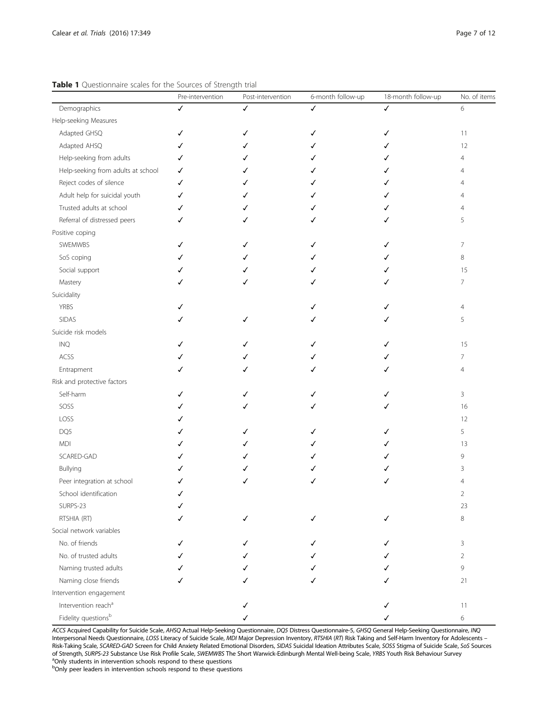**Table 1** Questionnaire scales for the Sources of Strength trial

| | Pre-intervention | Post-intervention | 6-month follow-up | 18-month follow-up | No. of items |
|---|---|---|---|---|---|
| Demographics | ✓ | ✓ | ✓ | ✓ | 6 |
| Help-seeking Measures | | | | | |
| Adapted GHSQ | ✓ | ✓ | ✓ | ✓ | 11 |
| Adapted AHSQ | ✓ | ✓ | ✓ | ✓ | 12 |
| Help-seeking from adults | ✓ | ✓ | ✓ | ✓ | 4 |
| Help-seeking from adults at school | ✓ | ✓ | ✓ | ✓ | 4 |
| Reject codes of silence | ✓ | ✓ | ✓ | ✓ | 4 |
| Adult help for suicidal youth | ✓ | ✓ | ✓ | ✓ | 4 |
| Trusted adults at school | ✓ | ✓ | ✓ | ✓ | 4 |
| Referral of distressed peers | ✓ | ✓ | ✓ | ✓ | 5 |
| Positive coping | | | | | |
| SWEMWBS | ✓ | ✓ | ✓ | ✓ | 7 |
| SoS coping | ✓ | ✓ | ✓ | ✓ | 8 |
| Social support | ✓ | ✓ | ✓ | ✓ | 15 |
| Mastery | ✓ | ✓ | ✓ | ✓ | 7 |
| Suicidality | | | | | |
| YRBS | ✓ | | ✓ | ✓ | 4 |
| SIDAS | ✓ | ✓ | ✓ | ✓ | 5 |
| Suicide risk models | | | | | |
| INQ | ✓ | ✓ | ✓ | ✓ | 15 |
| ACSS | ✓ | ✓ | ✓ | ✓ | 7 |
| Entrapment | ✓ | ✓ | ✓ | ✓ | 4 |
| Risk and protective factors | | | | | |
| Self-harm | ✓ | ✓ | ✓ | ✓ | 3 |
| SOSS | ✓ | ✓ | ✓ | ✓ | 16 |
| LOSS | ✓ | | | | 12 |
| DQ5 | ✓ | ✓ | ✓ | ✓ | 5 |
| MDI | ✓ | ✓ | ✓ | ✓ | 13 |
| SCARED-GAD | ✓ | ✓ | ✓ | ✓ | 9 |
| Bullying | ✓ | ✓ | ✓ | ✓ | 3 |
| Peer integration at school | ✓ | ✓ | ✓ | ✓ | 4 |
| School identification | ✓ | | | | 2 |
| SURPS-23 | ✓ | | | | 23 |
| RTSHIA (RT) | ✓ | ✓ | ✓ | ✓ | 8 |
| Social network variables | | | | | |
| No. of friends | ✓ | ✓ | ✓ | ✓ | 3 |
| No. of trusted adults | ✓ | ✓ | ✓ | ✓ | 2 |
| Naming trusted adults | ✓ | ✓ | ✓ | ✓ | 9 |
| Naming close friends | ✓ | ✓ | ✓ | ✓ | 21 |
| Intervention engagement | | | | | |
| Intervention reach[a] | | ✓ | | ✓ | 11 |
| Fidelity questions[b] | | ✓ | | ✓ | 6 |

*ACCS* Acquired Capability for Suicide Scale, *AHSQ* Actual Help-Seeking Questionnaire, *DQ5* Distress Questionnaire-5, *GHSQ* General Help-Seeking Questionnaire, *INQ* Interpersonal Needs Questionnaire, *LOSS* Literacy of Suicide Scale, *MDI* Major Depression Inventory, *RTSHIA* (*RT*) Risk Taking and Self-Harm Inventory for Adolescents – Risk-Taking Scale, *SCARED-GAD* Screen for Child Anxiety Related Emotional Disorders, *SIDAS* Suicidal Ideation Attributes Scale, *SOSS* Stigma of Suicide Scale, *SoS* Sources of Strength, *SURPS-23* Substance Use Risk Profile Scale, *SWEMWBS* The Short Warwick-Edinburgh Mental Well-being Scale, *YRBS* Youth Risk Behaviour Survey

[a]Only students in intervention schools respond to these questions

[b]Only peer leaders in intervention schools respond to these questions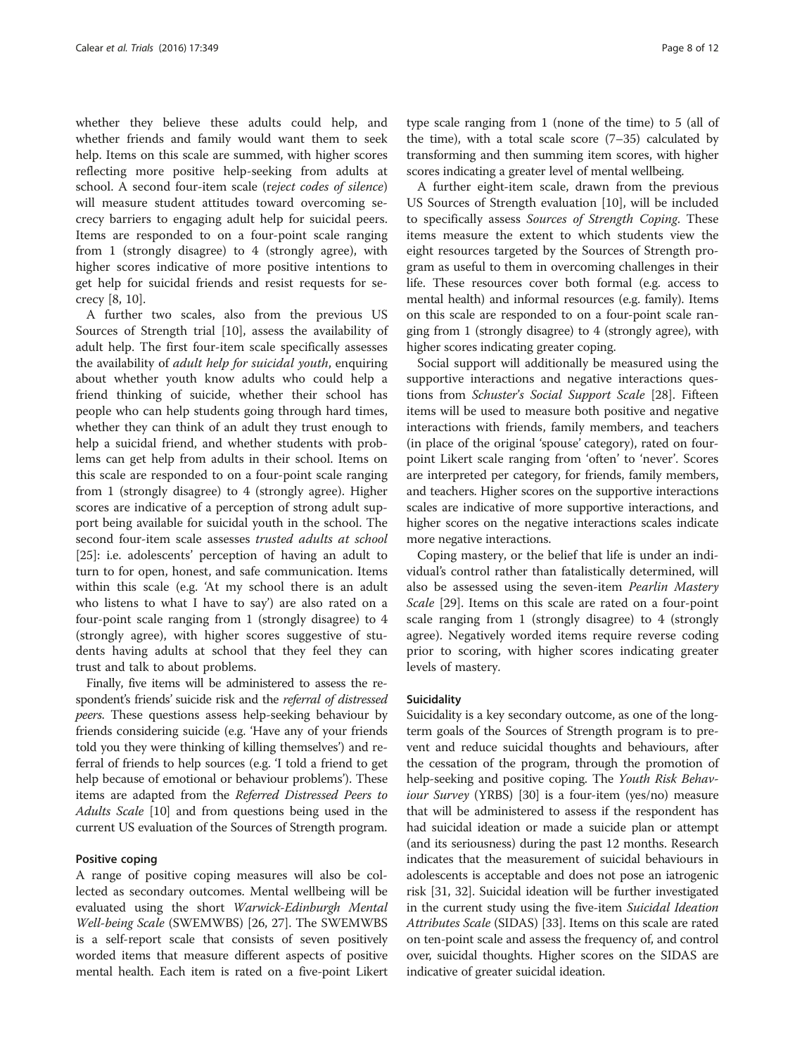whether they believe these adults could help, and whether friends and family would want them to seek help. Items on this scale are summed, with higher scores reflecting more positive help-seeking from adults at school. A second four-item scale (*reject codes of silence*) will measure student attitudes toward overcoming secrecy barriers to engaging adult help for suicidal peers. Items are responded to on a four-point scale ranging from 1 (strongly disagree) to 4 (strongly agree), with higher scores indicative of more positive intentions to get help for suicidal friends and resist requests for secrecy [8, 10].

A further two scales, also from the previous US Sources of Strength trial [10], assess the availability of adult help. The first four-item scale specifically assesses the availability of *adult help for suicidal youth*, enquiring about whether youth know adults who could help a friend thinking of suicide, whether their school has people who can help students going through hard times, whether they can think of an adult they trust enough to help a suicidal friend, and whether students with problems can get help from adults in their school. Items on this scale are responded to on a four-point scale ranging from 1 (strongly disagree) to 4 (strongly agree). Higher scores are indicative of a perception of strong adult support being available for suicidal youth in the school. The second four-item scale assesses *trusted adults at school* [25]: i.e. adolescents' perception of having an adult to turn to for open, honest, and safe communication. Items within this scale (e.g. 'At my school there is an adult who listens to what I have to say') are also rated on a four-point scale ranging from 1 (strongly disagree) to 4 (strongly agree), with higher scores suggestive of students having adults at school that they feel they can trust and talk to about problems.

Finally, five items will be administered to assess the respondent's friends' suicide risk and the *referral of distressed peers*. These questions assess help-seeking behaviour by friends considering suicide (e.g. 'Have any of your friends told you they were thinking of killing themselves') and referral of friends to help sources (e.g. 'I told a friend to get help because of emotional or behaviour problems'). These items are adapted from the *Referred Distressed Peers to Adults Scale* [10] and from questions being used in the current US evaluation of the Sources of Strength program.

#### Positive coping

A range of positive coping measures will also be collected as secondary outcomes. Mental wellbeing will be evaluated using the short *Warwick-Edinburgh Mental Well-being Scale* (SWEMWBS) [26, 27]. The SWEMWBS is a self-report scale that consists of seven positively worded items that measure different aspects of positive mental health. Each item is rated on a five-point Likert type scale ranging from 1 (none of the time) to 5 (all of the time), with a total scale score (7–35) calculated by transforming and then summing item scores, with higher scores indicating a greater level of mental wellbeing.

A further eight-item scale, drawn from the previous US Sources of Strength evaluation [10], will be included to specifically assess *Sources of Strength Coping*. These items measure the extent to which students view the eight resources targeted by the Sources of Strength program as useful to them in overcoming challenges in their life. These resources cover both formal (e.g. access to mental health) and informal resources (e.g. family). Items on this scale are responded to on a four-point scale ranging from 1 (strongly disagree) to 4 (strongly agree), with higher scores indicating greater coping.

Social support will additionally be measured using the supportive interactions and negative interactions questions from *Schuster's Social Support Scale* [28]. Fifteen items will be used to measure both positive and negative interactions with friends, family members, and teachers (in place of the original 'spouse' category), rated on four-point Likert scale ranging from 'often' to 'never'. Scores are interpreted per category, for friends, family members, and teachers. Higher scores on the supportive interactions scales are indicative of more supportive interactions, and higher scores on the negative interactions scales indicate more negative interactions.

Coping mastery, or the belief that life is under an individual's control rather than fatalistically determined, will also be assessed using the seven-item *Pearlin Mastery Scale* [29]. Items on this scale are rated on a four-point scale ranging from 1 (strongly disagree) to 4 (strongly agree). Negatively worded items require reverse coding prior to scoring, with higher scores indicating greater levels of mastery.

#### Suicidality

Suicidality is a key secondary outcome, as one of the long-term goals of the Sources of Strength program is to prevent and reduce suicidal thoughts and behaviours, after the cessation of the program, through the promotion of help-seeking and positive coping. The *Youth Risk Behaviour Survey* (YRBS) [30] is a four-item (yes/no) measure that will be administered to assess if the respondent has had suicidal ideation or made a suicide plan or attempt (and its seriousness) during the past 12 months. Research indicates that the measurement of suicidal behaviours in adolescents is acceptable and does not pose an iatrogenic risk [31, 32]. Suicidal ideation will be further investigated in the current study using the five-item *Suicidal Ideation Attributes Scale* (SIDAS) [33]. Items on this scale are rated on ten-point scale and assess the frequency of, and control over, suicidal thoughts. Higher scores on the SIDAS are indicative of greater suicidal ideation.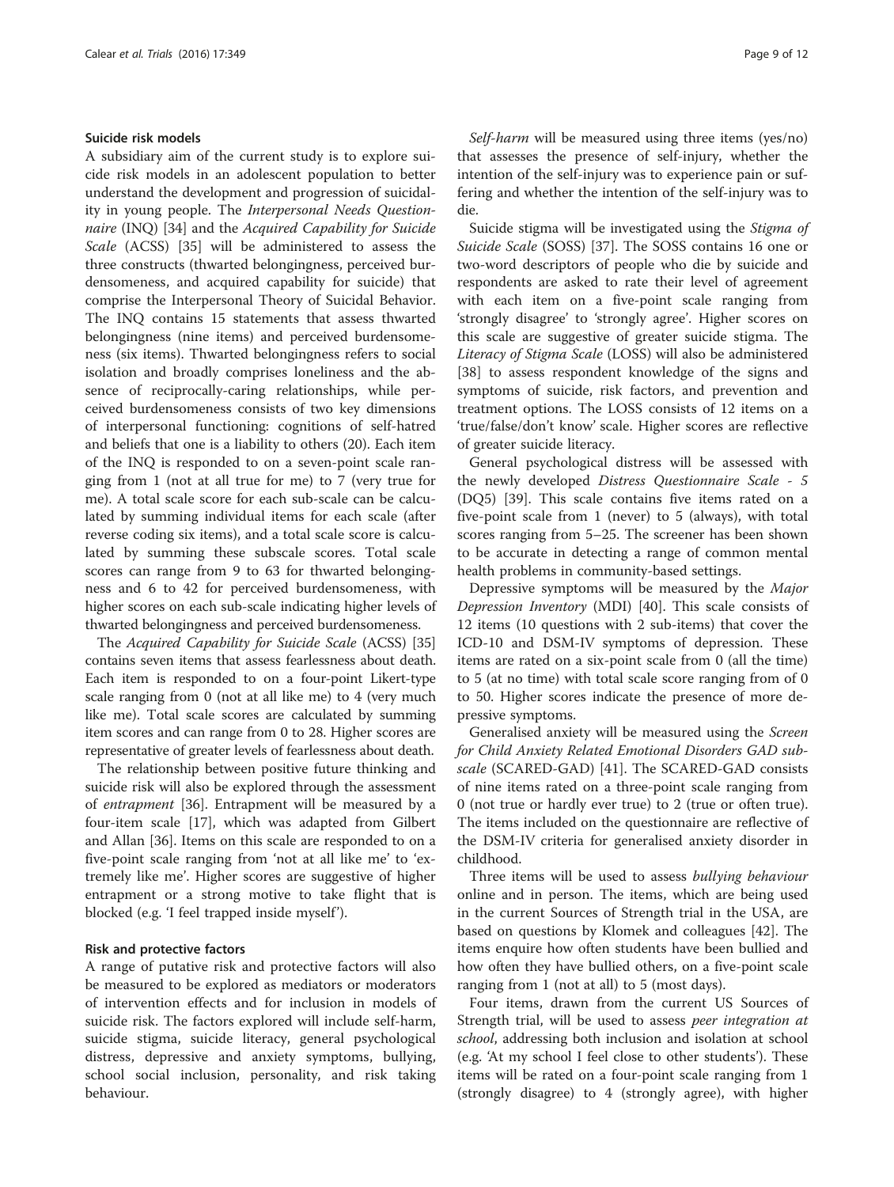### Suicide risk models

A subsidiary aim of the current study is to explore suicide risk models in an adolescent population to better understand the development and progression of suicidality in young people. The *Interpersonal Needs Questionnaire* (INQ) [34] and the *Acquired Capability for Suicide Scale* (ACSS) [35] will be administered to assess the three constructs (thwarted belongingness, perceived burdensomeness, and acquired capability for suicide) that comprise the Interpersonal Theory of Suicidal Behavior. The INQ contains 15 statements that assess thwarted belongingness (nine items) and perceived burdensomeness (six items). Thwarted belongingness refers to social isolation and broadly comprises loneliness and the absence of reciprocally-caring relationships, while perceived burdensomeness consists of two key dimensions of interpersonal functioning: cognitions of self-hatred and beliefs that one is a liability to others (20). Each item of the INQ is responded to on a seven-point scale ranging from 1 (not at all true for me) to 7 (very true for me). A total scale score for each sub-scale can be calculated by summing individual items for each scale (after reverse coding six items), and a total scale score is calculated by summing these subscale scores. Total scale scores can range from 9 to 63 for thwarted belongingness and 6 to 42 for perceived burdensomeness, with higher scores on each sub-scale indicating higher levels of thwarted belongingness and perceived burdensomeness.

The *Acquired Capability for Suicide Scale* (ACSS) [35] contains seven items that assess fearlessness about death. Each item is responded to on a four-point Likert-type scale ranging from 0 (not at all like me) to 4 (very much like me). Total scale scores are calculated by summing item scores and can range from 0 to 28. Higher scores are representative of greater levels of fearlessness about death.

The relationship between positive future thinking and suicide risk will also be explored through the assessment of *entrapment* [36]. Entrapment will be measured by a four-item scale [17], which was adapted from Gilbert and Allan [36]. Items on this scale are responded to on a five-point scale ranging from 'not at all like me' to 'extremely like me'. Higher scores are suggestive of higher entrapment or a strong motive to take flight that is blocked (e.g. 'I feel trapped inside myself').

### Risk and protective factors

A range of putative risk and protective factors will also be measured to be explored as mediators or moderators of intervention effects and for inclusion in models of suicide risk. The factors explored will include self-harm, suicide stigma, suicide literacy, general psychological distress, depressive and anxiety symptoms, bullying, school social inclusion, personality, and risk taking behaviour.

*Self-harm* will be measured using three items (yes/no) that assesses the presence of self-injury, whether the intention of the self-injury was to experience pain or suffering and whether the intention of the self-injury was to die.

Suicide stigma will be investigated using the *Stigma of Suicide Scale* (SOSS) [37]. The SOSS contains 16 one or two-word descriptors of people who die by suicide and respondents are asked to rate their level of agreement with each item on a five-point scale ranging from 'strongly disagree' to 'strongly agree'. Higher scores on this scale are suggestive of greater suicide stigma. The *Literacy of Stigma Scale* (LOSS) will also be administered [38] to assess respondent knowledge of the signs and symptoms of suicide, risk factors, and prevention and treatment options. The LOSS consists of 12 items on a 'true/false/don't know' scale. Higher scores are reflective of greater suicide literacy.

General psychological distress will be assessed with the newly developed *Distress Questionnaire Scale - 5* (DQ5) [39]. This scale contains five items rated on a five-point scale from 1 (never) to 5 (always), with total scores ranging from 5–25. The screener has been shown to be accurate in detecting a range of common mental health problems in community-based settings.

Depressive symptoms will be measured by the *Major Depression Inventory* (MDI) [40]. This scale consists of 12 items (10 questions with 2 sub-items) that cover the ICD-10 and DSM-IV symptoms of depression. These items are rated on a six-point scale from 0 (all the time) to 5 (at no time) with total scale score ranging from of 0 to 50. Higher scores indicate the presence of more depressive symptoms.

Generalised anxiety will be measured using the *Screen for Child Anxiety Related Emotional Disorders GAD subscale* (SCARED-GAD) [41]. The SCARED-GAD consists of nine items rated on a three-point scale ranging from 0 (not true or hardly ever true) to 2 (true or often true). The items included on the questionnaire are reflective of the DSM-IV criteria for generalised anxiety disorder in childhood.

Three items will be used to assess *bullying behaviour* online and in person. The items, which are being used in the current Sources of Strength trial in the USA, are based on questions by Klomek and colleagues [42]. The items enquire how often students have been bullied and how often they have bullied others, on a five-point scale ranging from 1 (not at all) to 5 (most days).

Four items, drawn from the current US Sources of Strength trial, will be used to assess *peer integration at school*, addressing both inclusion and isolation at school (e.g. 'At my school I feel close to other students'). These items will be rated on a four-point scale ranging from 1 (strongly disagree) to 4 (strongly agree), with higher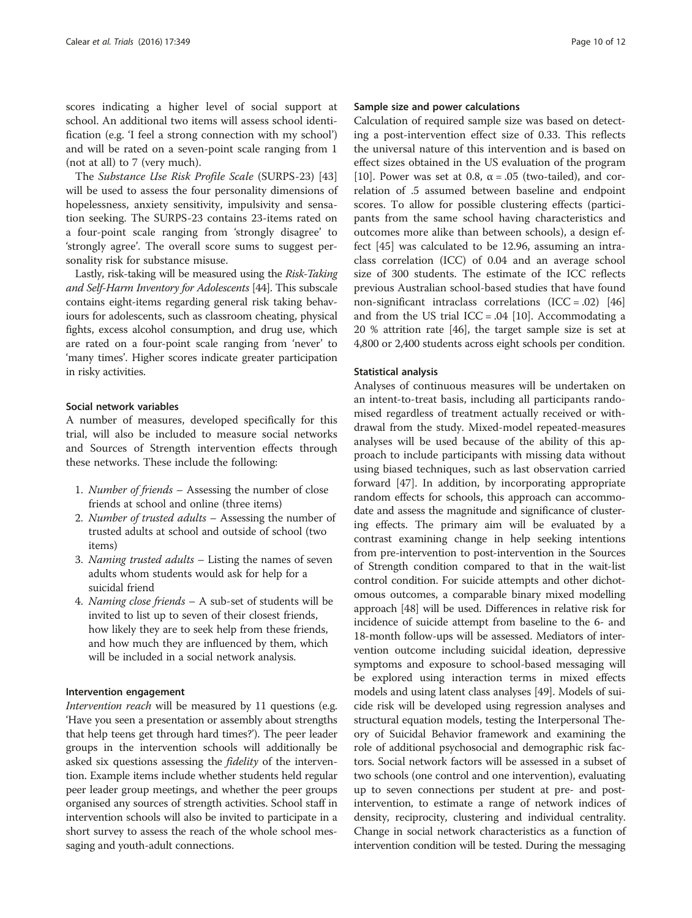scores indicating a higher level of social support at school. An additional two items will assess school identification (e.g. 'I feel a strong connection with my school') and will be rated on a seven-point scale ranging from 1 (not at all) to 7 (very much).

The *Substance Use Risk Profile Scale* (SURPS-23) [43] will be used to assess the four personality dimensions of hopelessness, anxiety sensitivity, impulsivity and sensation seeking. The SURPS-23 contains 23-items rated on a four-point scale ranging from 'strongly disagree' to 'strongly agree'. The overall score sums to suggest personality risk for substance misuse.

Lastly, risk-taking will be measured using the *Risk-Taking and Self-Harm Inventory for Adolescents* [44]. This subscale contains eight-items regarding general risk taking behaviours for adolescents, such as classroom cheating, physical fights, excess alcohol consumption, and drug use, which are rated on a four-point scale ranging from 'never' to 'many times'. Higher scores indicate greater participation in risky activities.

#### Social network variables

A number of measures, developed specifically for this trial, will also be included to measure social networks and Sources of Strength intervention effects through these networks. These include the following:

1. *Number of friends* – Assessing the number of close friends at school and online (three items)
2. *Number of trusted adults* – Assessing the number of trusted adults at school and outside of school (two items)
3. *Naming trusted adults* – Listing the names of seven adults whom students would ask for help for a suicidal friend
4. *Naming close friends* – A sub-set of students will be invited to list up to seven of their closest friends, how likely they are to seek help from these friends, and how much they are influenced by them, which will be included in a social network analysis.

#### Intervention engagement

*Intervention reach* will be measured by 11 questions (e.g. 'Have you seen a presentation or assembly about strengths that help teens get through hard times?'). The peer leader groups in the intervention schools will additionally be asked six questions assessing the *fidelity* of the intervention. Example items include whether students held regular peer leader group meetings, and whether the peer groups organised any sources of strength activities. School staff in intervention schools will also be invited to participate in a short survey to assess the reach of the whole school messaging and youth-adult connections.

#### Sample size and power calculations

Calculation of required sample size was based on detecting a post-intervention effect size of 0.33. This reflects the universal nature of this intervention and is based on effect sizes obtained in the US evaluation of the program [10]. Power was set at 0.8, $\alpha = .05$ (two-tailed), and correlation of .5 assumed between baseline and endpoint scores. To allow for possible clustering effects (participants from the same school having characteristics and outcomes more alike than between schools), a design effect [45] was calculated to be 12.96, assuming an intraclass correlation (ICC) of 0.04 and an average school size of 300 students. The estimate of the ICC reflects previous Australian school-based studies that have found non-significant intraclass correlations (ICC = .02) [46] and from the US trial ICC = .04 [10]. Accommodating a 20 % attrition rate [46], the target sample size is set at 4,800 or 2,400 students across eight schools per condition.

#### Statistical analysis

Analyses of continuous measures will be undertaken on an intent-to-treat basis, including all participants randomised regardless of treatment actually received or withdrawal from the study. Mixed-model repeated-measures analyses will be used because of the ability of this approach to include participants with missing data without using biased techniques, such as last observation carried forward [47]. In addition, by incorporating appropriate random effects for schools, this approach can accommodate and assess the magnitude and significance of clustering effects. The primary aim will be evaluated by a contrast examining change in help seeking intentions from pre-intervention to post-intervention in the Sources of Strength condition compared to that in the wait-list control condition. For suicide attempts and other dichotomous outcomes, a comparable binary mixed modelling approach [48] will be used. Differences in relative risk for incidence of suicide attempt from baseline to the 6- and 18-month follow-ups will be assessed. Mediators of intervention outcome including suicidal ideation, depressive symptoms and exposure to school-based messaging will be explored using interaction terms in mixed effects models and using latent class analyses [49]. Models of suicide risk will be developed using regression analyses and structural equation models, testing the Interpersonal Theory of Suicidal Behavior framework and examining the role of additional psychosocial and demographic risk factors. Social network factors will be assessed in a subset of two schools (one control and one intervention), evaluating up to seven connections per student at pre- and post-intervention, to estimate a range of network indices of density, reciprocity, clustering and individual centrality. Change in social network characteristics as a function of intervention condition will be tested. During the messaging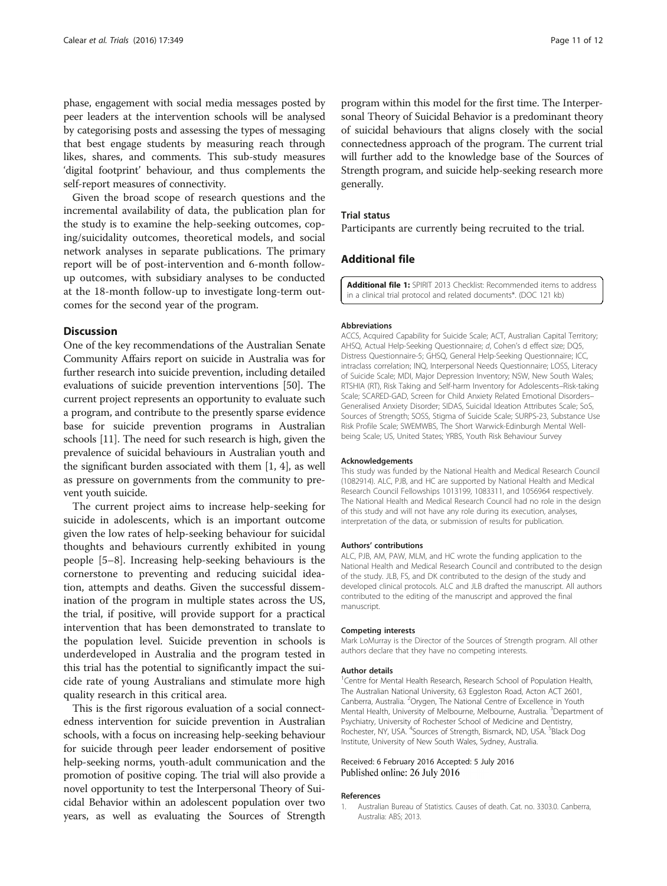phase, engagement with social media messages posted by peer leaders at the intervention schools will be analysed by categorising posts and assessing the types of messaging that best engage students by measuring reach through likes, shares, and comments. This sub-study measures 'digital footprint' behaviour, and thus complements the self-report measures of connectivity.

Given the broad scope of research questions and the incremental availability of data, the publication plan for the study is to examine the help-seeking outcomes, coping/suicidality outcomes, theoretical models, and social network analyses in separate publications. The primary report will be of post-intervention and 6-month follow-up outcomes, with subsidiary analyses to be conducted at the 18-month follow-up to investigate long-term outcomes for the second year of the program.

## Discussion

One of the key recommendations of the Australian Senate Community Affairs report on suicide in Australia was for further research into suicide prevention, including detailed evaluations of suicide prevention interventions [50]. The current project represents an opportunity to evaluate such a program, and contribute to the presently sparse evidence base for suicide prevention programs in Australian schools [11]. The need for such research is high, given the prevalence of suicidal behaviours in Australian youth and the significant burden associated with them [1, 4], as well as pressure on governments from the community to prevent youth suicide.

The current project aims to increase help-seeking for suicide in adolescents, which is an important outcome given the low rates of help-seeking behaviour for suicidal thoughts and behaviours currently exhibited in young people [5–8]. Increasing help-seeking behaviours is the cornerstone to preventing and reducing suicidal ideation, attempts and deaths. Given the successful dissemination of the program in multiple states across the US, the trial, if positive, will provide support for a practical intervention that has been demonstrated to translate to the population level. Suicide prevention in schools is underdeveloped in Australia and the program tested in this trial has the potential to significantly impact the suicide rate of young Australians and stimulate more high quality research in this critical area.

This is the first rigorous evaluation of a social connectedness intervention for suicide prevention in Australian schools, with a focus on increasing help-seeking behaviour for suicide through peer leader endorsement of positive help-seeking norms, youth-adult communication and the promotion of positive coping. The trial will also provide a novel opportunity to test the Interpersonal Theory of Suicidal Behavior within an adolescent population over two years, as well as evaluating the Sources of Strength program within this model for the first time. The Interpersonal Theory of Suicidal Behavior is a predominant theory of suicidal behaviours that aligns closely with the social connectedness approach of the program. The current trial will further add to the knowledge base of the Sources of Strength program, and suicide help-seeking research more generally.

### Trial status

Participants are currently being recruited to the trial.

## Additional file

**Additional file 1:** SPIRIT 2013 Checklist: Recommended items to address in a clinical trial protocol and related documents*. (DOC 121 kb)

#### Abbreviations

ACCS, Acquired Capability for Suicide Scale; ACT, Australian Capital Territory; AHSQ, Actual Help-Seeking Questionnaire; *d*, Cohen's d effect size; DQ5, Distress Questionnaire-5; GHSQ, General Help-Seeking Questionnaire; ICC, intraclass correlation; INQ, Interpersonal Needs Questionnaire; LOSS, Literacy of Suicide Scale; MDI, Major Depression Inventory; NSW, New South Wales; RTSHIA (RT), Risk Taking and Self-harm Inventory for Adolescents–Risk-taking Scale; SCARED-GAD, Screen for Child Anxiety Related Emotional Disorders–Generalised Anxiety Disorder; SIDAS, Suicidal Ideation Attributes Scale; SoS, Sources of Strength; SOSS, Stigma of Suicide Scale; SURPS-23, Substance Use Risk Profile Scale; SWEMWBS, The Short Warwick-Edinburgh Mental Well-being Scale; US, United States; YRBS, Youth Risk Behaviour Survey

#### Acknowledgements

This study was funded by the National Health and Medical Research Council (1082914). ALC, PJB, and HC are supported by National Health and Medical Research Council Fellowships 1013199, 1083311, and 1056964 respectively. The National Health and Medical Research Council had no role in the design of this study and will not have any role during its execution, analyses, interpretation of the data, or submission of results for publication.

#### Authors' contributions

ALC, PJB, AM, PAW, MLM, and HC wrote the funding application to the National Health and Medical Research Council and contributed to the design of the study. JLB, FS, and DK contributed to the design of the study and developed clinical protocols. ALC and JLB drafted the manuscript. All authors contributed to the editing of the manuscript and approved the final manuscript.

#### Competing interests

Mark LoMurray is the Director of the Sources of Strength program. All other authors declare that they have no competing interests.

#### Author details

[1]Centre for Mental Health Research, Research School of Population Health, The Australian National University, 63 Eggleston Road, Acton ACT 2601, Canberra, Australia. [2]Orygen, The National Centre of Excellence in Youth Mental Health, University of Melbourne, Melbourne, Australia. [3]Department of Psychiatry, University of Rochester School of Medicine and Dentistry, Rochester, NY, USA. [4]Sources of Strength, Bismarck, ND, USA. [5]Black Dog Institute, University of New South Wales, Sydney, Australia.

Received: 6 February 2016 Accepted: 5 July 2016
Published online: 26 July 2016

#### References

1. Australian Bureau of Statistics. Causes of death. Cat. no. 3303.0. Canberra, Australia: ABS; 2013.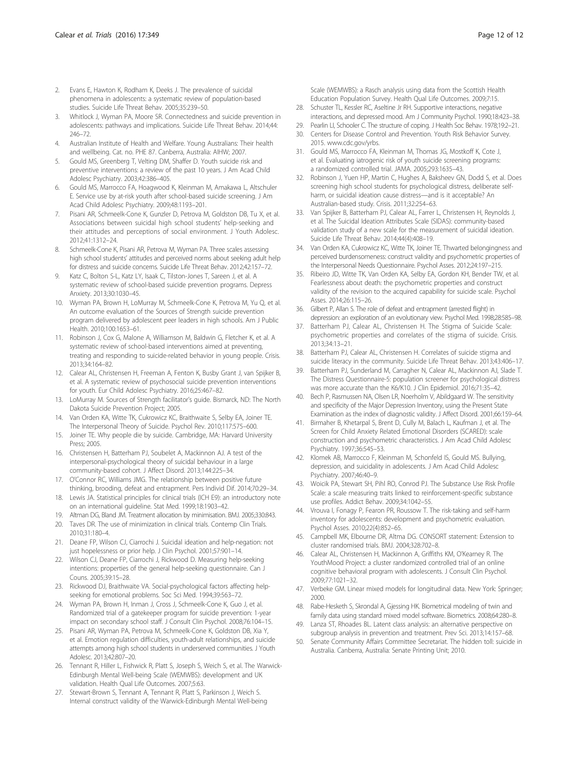2. Evans E, Hawton K, Rodham K, Deeks J. The prevalence of suicidal phenomena in adolescents: a systematic review of population-based studies. Suicide Life Threat Behav. 2005;35:239–50.
3. Whitlock J, Wyman PA, Moore SR. Connectedness and suicide prevention in adolescents: pathways and implications. Suicide Life Threat Behav. 2014;44: 246–72.
4. Australian Institute of Health and Welfare. Young Australians: Their health and wellbeing. Cat. no. PHE 87. Canberra, Australia: AIHW; 2007.
5. Gould MS, Greenberg T, Velting DM, Shaffer D. Youth suicide risk and preventive interventions: a review of the past 10 years. J Am Acad Child Adolesc Psychiatry. 2003;42:386–405.
6. Gould MS, Marrocco FA, Hoagwood K, Kleinman M, Amakawa L, Altschuler E. Service use by at-risk youth after school-based suicide screening. J Am Acad Child Adolesc Psychiatry. 2009;48:1193–201.
7. Pisani AR, Schmeelk-Cone K, Gunzler D, Petrova M, Goldston DB, Tu X, et al. Associations between suicidal high school students' help-seeking and their attitudes and perceptions of social environment. J Youth Adolesc. 2012;41:1312–24.
8. Schmeelk-Cone K, Pisani AR, Petrova M, Wyman PA. Three scales assessing high school students' attitudes and perceived norms about seeking adult help for distress and suicide concerns. Suicide Life Threat Behav. 2012;42:157–72.
9. Katz C, Bolton S-L, Katz LY, Isaak C, Tilston-Jones T, Sareen J, et al. A systematic review of school-based suicide prevention programs. Depress Anxiety. 2013;30:1030–45.
10. Wyman PA, Brown H, LoMurray M, Schmeelk-Cone K, Petrova M, Yu Q, et al. An outcome evaluation of the Sources of Strength suicide prevention program delivered by adolescent peer leaders in high schools. Am J Public Health. 2010;100:1653–61.
11. Robinson J, Cox G, Malone A, Williamson M, Baldwin G, Fletcher K, et al. A systematic review of school-based interventions aimed at preventing, treating and responding to suicide-related behavior in young people. Crisis. 2013;34:164–82.
12. Calear AL, Christensen H, Freeman A, Fenton K, Busby Grant J, van Spijker B, et al. A systematic review of psychosocial suicide prevention interventions for youth. Eur Child Adolesc Psychiatry. 2016;25:467–82.
13. LoMurray M. Sources of Strength facilitator's guide. Bismarck, ND: The North Dakota Suicide Prevention Project; 2005.
14. Van Orden KA, Witte TK, Cukrowicz KC, Braithwaite S, Selby EA, Joiner TE. The Interpersonal Theory of Suicide. Psychol Rev. 2010;117:575–600.
15. Joiner TE. Why people die by suicide. Cambridge, MA: Harvard University Press; 2005.
16. Christensen H, Batterham PJ, Soubelet A, Mackinnon AJ. A test of the interpersonal-psychological theory of suicidal behaviour in a large community-based cohort. J Affect Disord. 2013;144:225–34.
17. O'Connor RC, Williams JMG. The relationship between positive future thinking, brooding, defeat and entrapment. Pers Individ Dif. 2014;70:29–34.
18. Lewis JA. Statistical principles for clinical trials (ICH E9): an introductory note on an international guideline. Stat Med. 1999;18:1903–42.
19. Altman DG, Bland JM. Treatment allocation by minimisation. BMJ. 2005;330:843.
20. Taves DR. The use of minimization in clinical trials. Contemp Clin Trials. 2010;31:180–4.
21. Deane FP, Wilson CJ, Ciarrochi J. Suicidal ideation and help-negation: not just hopelessness or prior help. J Clin Psychol. 2001;57:901–14.
22. Wilson CJ, Deane FP, Ciarrochi J, Rickwood D. Measuring help-seeking intentions: properties of the general help-seeking questionnaire. Can J Couns. 2005;39:15–28.
23. Rickwood DJ, Braithwaite VA. Social-psychological factors affecting help-seeking for emotional problems. Soc Sci Med. 1994;39:563–72.
24. Wyman PA, Brown H, Inman J, Cross J, Schmeelk-Cone K, Guo J, et al. Randomized trial of a gatekeeper program for suicide prevention: 1-year impact on secondary school staff. J Consult Clin Psychol. 2008;76:104–15.
25. Pisani AR, Wyman PA, Petrova M, Schmeelk-Cone K, Goldston DB, Xia Y, et al. Emotion regulation difficulties, youth-adult relationships, and suicide attempts among high school students in underserved communities. J Youth Adolesc. 2013;42:807–20.
26. Tennant R, Hiller L, Fishwick R, Platt S, Joseph S, Weich S, et al. The Warwick-Edinburgh Mental Well-being Scale (WEMWBS): development and UK validation. Health Qual Life Outcomes. 2007;5:63.
27. Stewart-Brown S, Tennant A, Tennant R, Platt S, Parkinson J, Weich S. Internal construct validity of the Warwick-Edinburgh Mental Well-being Scale (WEMWBS): a Rasch analysis using data from the Scottish Health Education Population Survey. Health Qual Life Outcomes. 2009;7:15.
28. Schuster TL, Kessler RC, Aseltine Jr RH. Supportive interactions, negative interactions, and depressed mood. Am J Community Psychol. 1990;18:423–38.
29. Pearlin LI, Schooler C. The structure of coping. J Health Soc Behav. 1978;19:2–21.
30. Centers for Disease Control and Prevention. Youth Risk Behavior Survey. 2015. www.cdc.gov/yrbs.
31. Gould MS, Marrocco FA, Kleinman M, Thomas JG, Mostkoff K, Cote J, et al. Evaluating iatrogenic risk of youth suicide screening programs: a randomized controlled trial. JAMA. 2005;293:1635–43.
32. Robinson J, Yuen HP, Martin C, Hughes A, Baksheev GN, Dodd S, et al. Does screening high school students for psychological distress, deliberate self-harm, or suicidal ideation cause distress—and is it acceptable? An Australian-based study. Crisis. 2011;32:254–63.
33. Van Spijker B, Batterham PJ, Calear AL, Farrer L, Christensen H, Reynolds J, et al. The Suicidal Ideation Attributes Scale (SIDAS): community-based validation study of a new scale for the measurement of suicidal ideation. Suicide Life Threat Behav. 2014;44(4):408–19.
34. Van Orden KA, Cukrowicz KC, Witte TK, Joiner TE. Thwarted belongingness and perceived burdensomeness: construct validity and psychometric properties of the Interpersonal Needs Questionnaire. Psychol Asses. 2012;24:197–215.
35. Ribeiro JD, Witte TK, Van Orden KA, Selby EA, Gordon KH, Bender TW, et al. Fearlessness about death: the psychometric properties and construct validity of the revision to the acquired capability for suicide scale. Psychol Asses. 2014;26:115–26.
36. Gilbert P, Allan S. The role of defeat and entrapment (arrested flight) in depression: an exploration of an evolutionary view. Psychol Med. 1998;28:585–98.
37. Batterham PJ, Calear AL, Christensen H. The Stigma of Suicide Scale: psychometric properties and correlates of the stigma of suicide. Crisis. 2013;34:13–21.
38. Batterham PJ, Calear AL, Christensen H. Correlates of suicide stigma and suicide literacy in the community. Suicide Life Threat Behav. 2013;43:406–17.
39. Batterham PJ, Sunderland M, Carragher N, Calear AL, Mackinnon AJ, Slade T. The Distress Questionnaire-5: population screener for psychological distress was more accurate than the K6/K10. J Clin Epidemiol. 2016;71:35–42.
40. Bech P, Rasmussen NA, Olsen LR, Noerholm V, Abildgaard W. The sensitivity and specificity of the Major Depression Inventory, using the Present State Examination as the index of diagnostic validity. J Affect Disord. 2001;66:159–64.
41. Birmaher B, Khetarpal S, Brent D, Cully M, Balach L, Kaufman J, et al. The Screen for Child Anxiety Related Emotional Disorders (SCARED): scale construction and psychometric characteristics. J Am Acad Child Adolesc Psychiatry. 1997;36:545–53.
42. Klomek AB, Marrocco F, Kleinman M, Schonfeld IS, Gould MS. Bullying, depression, and suicidality in adolescents. J Am Acad Child Adolesc Psychiatry. 2007;46:40–9.
43. Woicik PA, Stewart SH, Pihl RO, Conrod PJ. The Substance Use Risk Profile Scale: a scale measuring traits linked to reinforcement-specific substance use profiles. Addict Behav. 2009;34:1042–55.
44. Vrouva I, Fonagy P, Fearon PR, Roussow T. The risk-taking and self-harm inventory for adolescents: development and psychometric evaluation. Psychol Asses. 2010;22(4):852–65.
45. Campbell MK, Elbourne DR, Altma DG. CONSORT statement: Extension to cluster randomised trials. BMJ. 2004;328:702–8.
46. Calear AL, Christensen H, Mackinnon A, Griffiths KM, O'Kearney R. The YouthMood Project: a cluster randomized controlled trial of an online cognitive behavioral program with adolescents. J Consult Clin Psychol. 2009;77:1021–32.
47. Verbeke GM. Linear mixed models for longitudinal data. New York: Springer; 2000.
48. Rabe-Hesketh S, Skrondal A, Gjessing HK. Biometrical modeling of twin and family data using standard mixed model software. Biometrics. 2008;64:280–8.
49. Lanza ST, Rhoades BL. Latent class analysis: an alternative perspective on subgroup analysis in prevention and treatment. Prev Sci. 2013;14:157–68.
50. Senate Community Affairs Committee Secretariat. The hidden toll: suicide in Australia. Canberra, Australia: Senate Printing Unit; 2010.